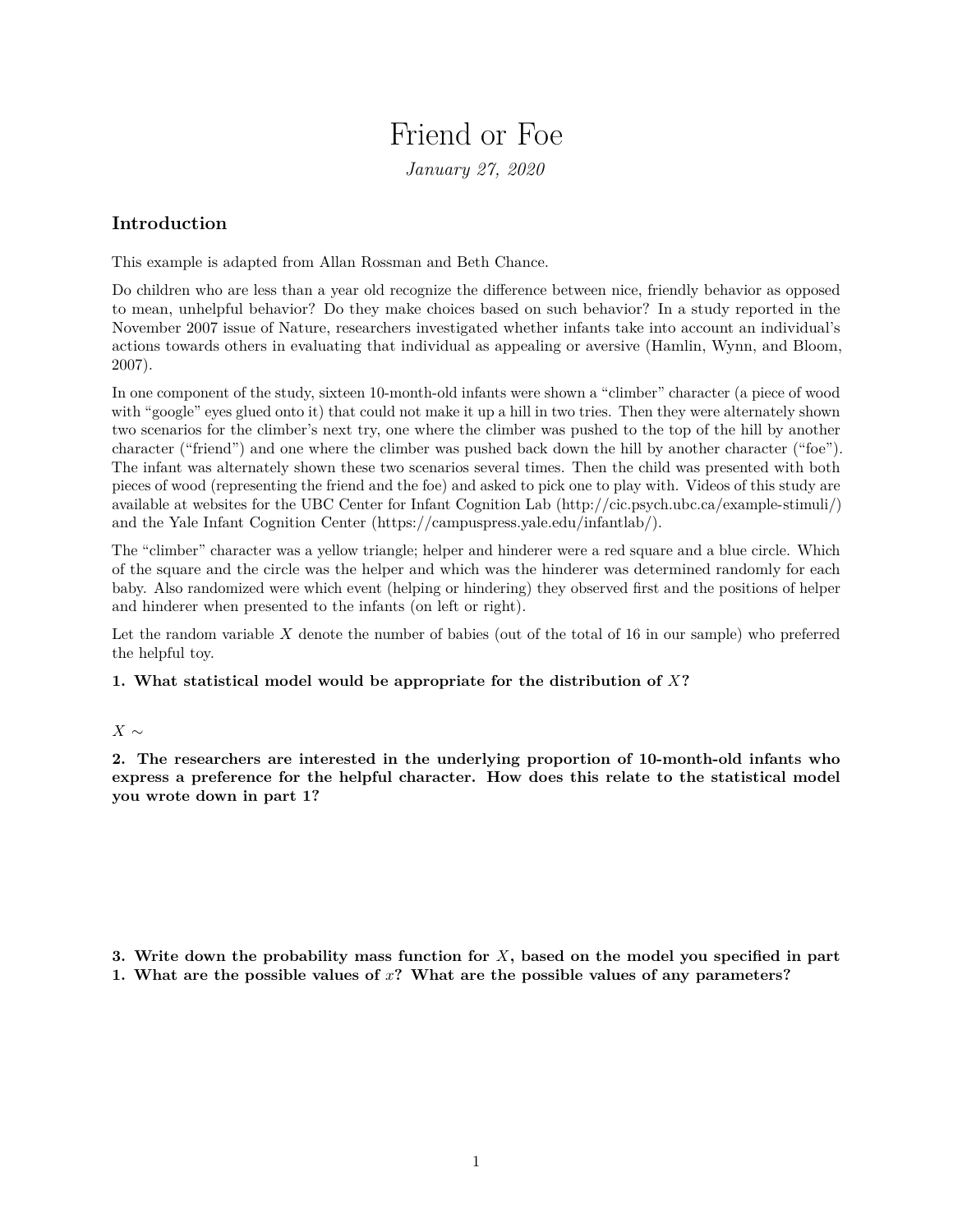# Friend or Foe

*January 27, 2020*

## Introduction

This example is adapted from Allan Rossman and Beth Chance.

Do children who are less than a year old recognize the difference between nice, friendly behavior as opposed to mean, unhelpful behavior? Do they make choices based on such behavior? In a study reported in the November 2007 issue of Nature, researchers investigated whether infants take into account an individual's actions towards others in evaluating that individual as appealing or aversive (Hamlin, Wynn, and Bloom, 2007).

In one component of the study, sixteen 10-month-old infants were shown a "climber" character (a piece of wood with "google" eyes glued onto it) that could not make it up a hill in two tries. Then they were alternately shown two scenarios for the climber's next try, one where the climber was pushed to the top of the hill by another character ("friend") and one where the climber was pushed back down the hill by another character ("foe"). The infant was alternately shown these two scenarios several times. Then the child was presented with both pieces of wood (representing the friend and the foe) and asked to pick one to play with. Videos of this study are available at websites for the UBC Center for Infant Cognition Lab (http://cic.psych.ubc.ca/example-stimuli/) and the Yale Infant Cognition Center (https://campuspress.yale.edu/infantlab/).

The "climber" character was a yellow triangle; helper and hinderer were a red square and a blue circle. Which of the square and the circle was the helper and which was the hinderer was determined randomly for each baby. Also randomized were which event (helping or hindering) they observed first and the positions of helper and hinderer when presented to the infants (on left or right).

Let the random variable $X$ denote the number of babies (out of the total of 16 in our sample) who preferred the helpful toy.

**1. What statistical model would be appropriate for the distribution of $X$?**

$X \sim$

**2. The researchers are interested in the underlying proportion of 10-month-old infants who express a preference for the helpful character. How does this relate to the statistical model you wrote down in part 1?**

**3. Write down the probability mass function for $X$, based on the model you specified in part 1. What are the possible values of $x$? What are the possible values of any parameters?**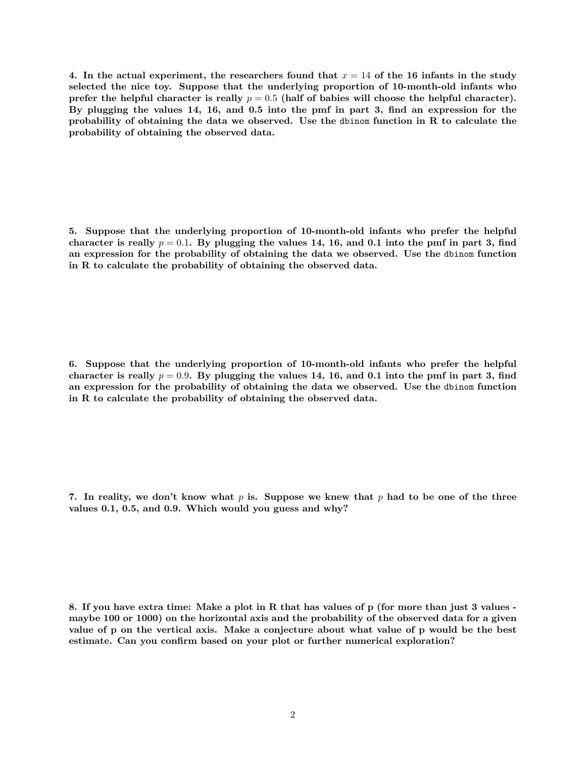**4. In the actual experiment, the researchers found that $x = 14$ of the 16 infants in the study selected the nice toy. Suppose that the underlying proportion of 10-month-old infants who prefer the helpful character is really $p = 0.5$ (half of babies will choose the helpful character). By plugging the values 14, 16, and 0.5 into the pmf in part 3, find an expression for the probability of obtaining the data we observed. Use the `dbinom` function in R to calculate the probability of obtaining the observed data.**

**5. Suppose that the underlying proportion of 10-month-old infants who prefer the helpful character is really $p = 0.1$. By plugging the values 14, 16, and 0.1 into the pmf in part 3, find an expression for the probability of obtaining the data we observed. Use the `dbinom` function in R to calculate the probability of obtaining the observed data.**

**6. Suppose that the underlying proportion of 10-month-old infants who prefer the helpful character is really $p = 0.9$. By plugging the values 14, 16, and 0.1 into the pmf in part 3, find an expression for the probability of obtaining the data we observed. Use the `dbinom` function in R to calculate the probability of obtaining the observed data.**

**7. In reality, we don't know what $p$ is. Suppose we knew that $p$ had to be one of the three values 0.1, 0.5, and 0.9. Which would you guess and why?**

**8. If you have extra time: Make a plot in R that has values of p (for more than just 3 values - maybe 100 or 1000) on the horizontal axis and the probability of the observed data for a given value of p on the vertical axis. Make a conjecture about what value of p would be the best estimate. Can you confirm based on your plot or further numerical exploration?**